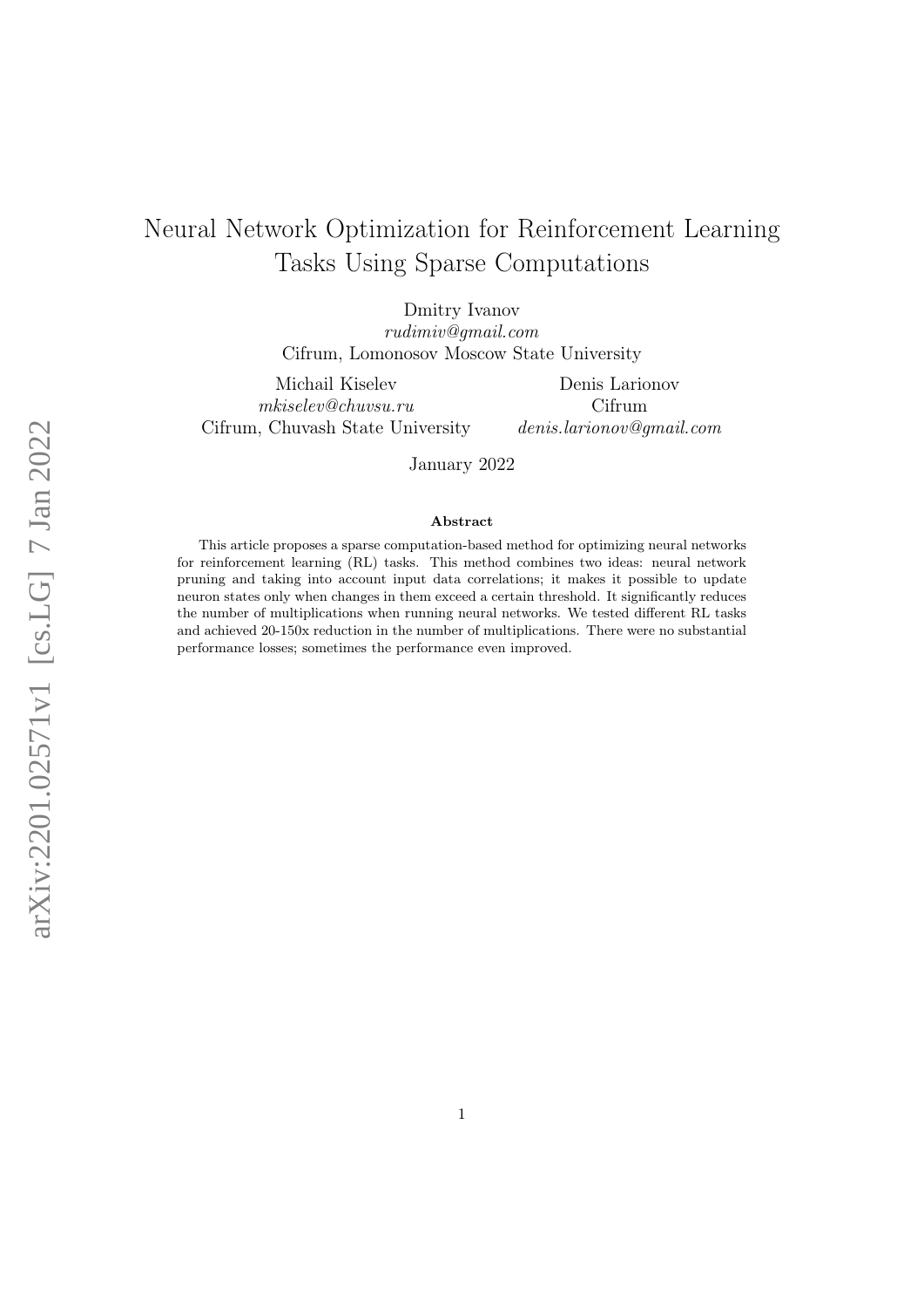# Neural Network Optimization for Reinforcement Learning Tasks Using Sparse Computations

Dmitry Ivanov
*rudimiv@gmail.com*
Cifrum, Lomonosov Moscow State University

Michail Kiselev
*mkiselev@chuvsu.ru*
Cifrum, Chuvash State University

Denis Larionov
Cifrum
*denis.larionov@gmail.com*

January 2022

**Abstract**

This article proposes a sparse computation-based method for optimizing neural networks for reinforcement learning (RL) tasks. This method combines two ideas: neural network pruning and taking into account input data correlations; it makes it possible to update neuron states only when changes in them exceed a certain threshold. It significantly reduces the number of multiplications when running neural networks. We tested different RL tasks and achieved 20-150x reduction in the number of multiplications. There were no substantial performance losses; sometimes the performance even improved.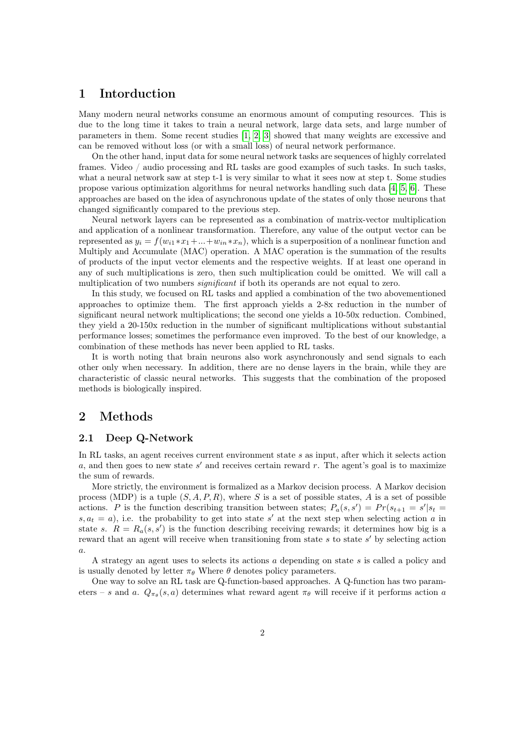# 1 Intorduction

Many modern neural networks consume an enormous amount of computing resources. This is due to the long time it takes to train a neural network, large data sets, and large number of parameters in them. Some recent studies [1, 2, 3] showed that many weights are excessive and can be removed without loss (or with a small loss) of neural network performance.

On the other hand, input data for some neural network tasks are sequences of highly correlated frames. Video / audio processing and RL tasks are good examples of such tasks. In such tasks, what a neural network saw at step t-1 is very similar to what it sees now at step t. Some studies propose various optimization algorithms for neural networks handling such data [4, 5, 6]. These approaches are based on the idea of asynchronous update of the states of only those neurons that changed significantly compared to the previous step.

Neural network layers can be represented as a combination of matrix-vector multiplication and application of a nonlinear transformation. Therefore, any value of the output vector can be represented as $y_i = f(w_{i1} * x_1 + ... + w_{in} * x_n)$, which is a superposition of a nonlinear function and Multiply and Accumulate (MAC) operation. A MAC operation is the summation of the results of products of the input vector elements and the respective weights. If at least one operand in any of such multiplications is zero, then such multiplication could be omitted. We will call a multiplication of two numbers *significant* if both its operands are not equal to zero.

In this study, we focused on RL tasks and applied a combination of the two abovementioned approaches to optimize them. The first approach yields a 2-8x reduction in the number of significant neural network multiplications; the second one yields a 10-50x reduction. Combined, they yield a 20-150x reduction in the number of significant multiplications without substantial performance losses; sometimes the performance even improved. To the best of our knowledge, a combination of these methods has never been applied to RL tasks.

It is worth noting that brain neurons also work asynchronously and send signals to each other only when necessary. In addition, there are no dense layers in the brain, while they are characteristic of classic neural networks. This suggests that the combination of the proposed methods is biologically inspired.

# 2 Methods

## 2.1 Deep Q-Network

In RL tasks, an agent receives current environment state $s$ as input, after which it selects action $a$, and then goes to new state $s'$ and receives certain reward $r$. The agent's goal is to maximize the sum of rewards.

More strictly, the environment is formalized as a Markov decision process. A Markov decision process (MDP) is a tuple $(S, A, P, R)$, where $S$ is a set of possible states, $A$ is a set of possible actions. $P$ is the function describing transition between states; $P_a(s, s') = Pr(s_{t+1} = s' | s_t = s, a_t = a)$, i.e. the probability to get into state $s'$ at the next step when selecting action $a$ in state $s$. $R = R_a(s, s')$ is the function describing receiving rewards; it determines how big is a reward that an agent will receive when transitioning from state $s$ to state $s'$ by selecting action $a$.

A strategy an agent uses to selects its actions $a$ depending on state $s$ is called a policy and is usually denoted by letter $\pi_\theta$ Where $\theta$ denotes policy parameters.

One way to solve an RL task are Q-function-based approaches. A Q-function has two parameters – $s$ and $a$. $Q_{\pi_\theta}(s, a)$ determines what reward agent $\pi_\theta$ will receive if it performs action $a$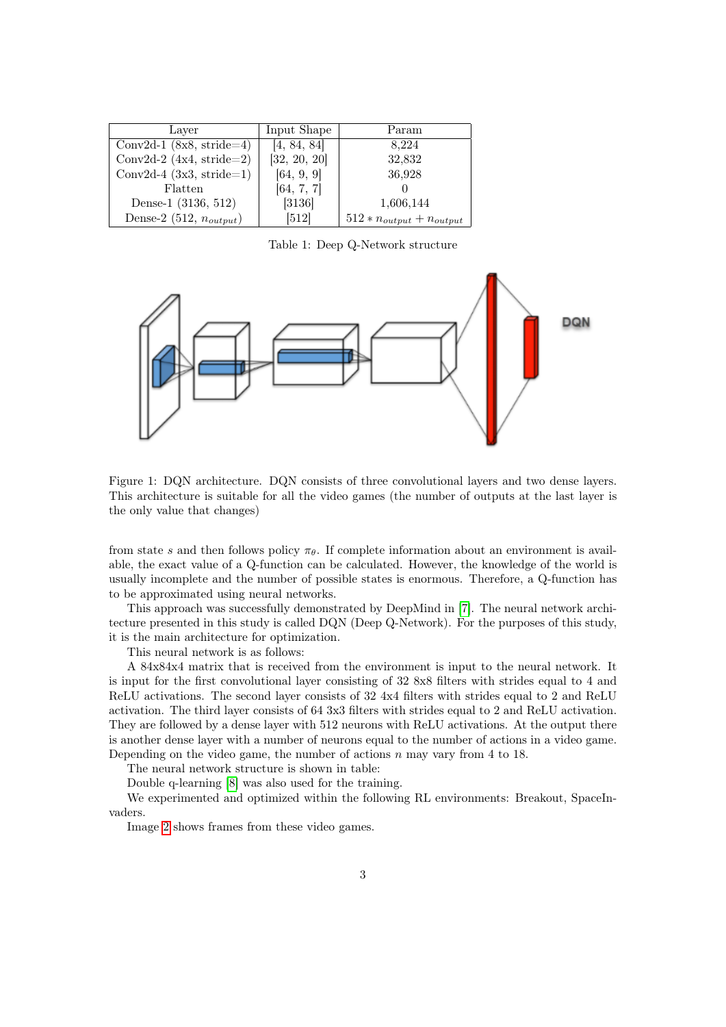| Layer | Input Shape | Param |
|---|---|---|
| Conv2d-1 (8x8, stride=4) | [4, 84, 84] | 8,224 |
| Conv2d-2 (4x4, stride=2) | [32, 20, 20] | 32,832 |
| Conv2d-4 (3x3, stride=1) | [64, 9, 9] | 36,928 |
| Flatten | [64, 7, 7] | 0 |
| Dense-1 (3136, 512) | [3136] | 1,606,144 |
| Dense-2 (512, $n_{output}$) | [512] | $512 * n_{output} + n_{output}$ |

Table 1: Deep Q-Network structure

Figure 1: DQN architecture. DQN consists of three convolutional layers and two dense layers. This architecture is suitable for all the video games (the number of outputs at the last layer is the only value that changes)

from state $s$ and then follows policy $\pi_\theta$. If complete information about an environment is available, the exact value of a Q-function can be calculated. However, the knowledge of the world is usually incomplete and the number of possible states is enormous. Therefore, a Q-function has to be approximated using neural networks.

This approach was successfully demonstrated by DeepMind in [7]. The neural network architecture presented in this study is called DQN (Deep Q-Network). For the purposes of this study, it is the main architecture for optimization.

This neural network is as follows:

A 84x84x4 matrix that is received from the environment is input to the neural network. It is input for the first convolutional layer consisting of 32 8x8 filters with strides equal to 4 and ReLU activations. The second layer consists of 32 4x4 filters with strides equal to 2 and ReLU activation. The third layer consists of 64 3x3 filters with strides equal to 2 and ReLU activation. They are followed by a dense layer with 512 neurons with ReLU activations. At the output there is another dense layer with a number of neurons equal to the number of actions in a video game. Depending on the video game, the number of actions $n$ may vary from 4 to 18.

The neural network structure is shown in table:

Double q-learning [8] was also used for the training.

We experimented and optimized within the following RL environments: Breakout, SpaceInvaders.

Image 2 shows frames from these video games.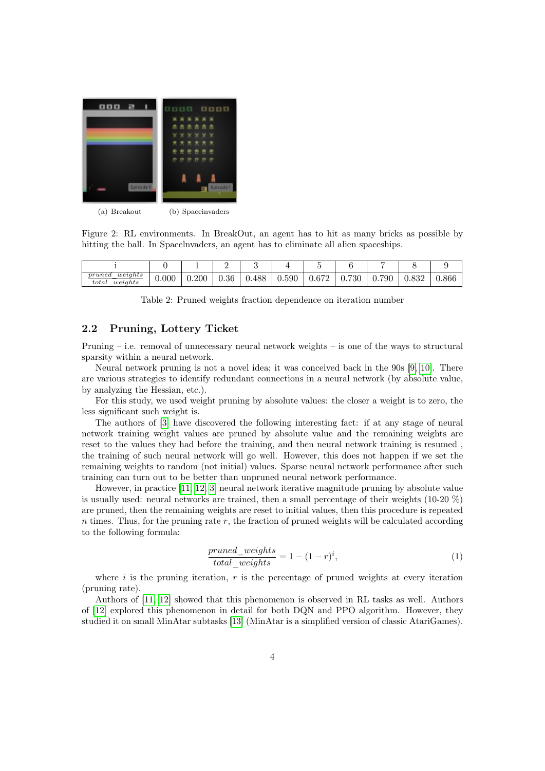(a) Breakout (b) Spaceinvaders

Figure 2: RL environments. In BreakOut, an agent has to hit as many bricks as possible by hitting the ball. In SpaceInvaders, an agent has to eliminate all alien spaceships.

| i | 0 | 1 | 2 | 3 | 4 | 5 | 6 | 7 | 8 | 9 |
|---|---|---|---|---|---|---|---|---|---|---|
| $\frac{pruned\_weights}{total\_weights}$ | 0.000 | 0.200 | 0.36 | 0.488 | 0.590 | 0.672 | 0.730 | 0.790 | 0.832 | 0.866 |

Table 2: Pruned weights fraction dependence on iteration number

## 2.2 Pruning, Lottery Ticket

Pruning – i.e. removal of unnecessary neural network weights – is one of the ways to structural sparsity within a neural network.

Neural network pruning is not a novel idea; it was conceived back in the 90s [9, 10]. There are various strategies to identify redundant connections in a neural network (by absolute value, by analyzing the Hessian, etc.).

For this study, we used weight pruning by absolute values: the closer a weight is to zero, the less significant such weight is.

The authors of [3] have discovered the following interesting fact: if at any stage of neural network training weight values are pruned by absolute value and the remaining weights are reset to the values they had before the training, and then neural network training is resumed , the training of such neural network will go well. However, this does not happen if we set the remaining weights to random (not initial) values. Sparse neural network performance after such training can turn out to be better than unpruned neural network performance.

However, in practice [11, 12, 3] neural network iterative magnitude pruning by absolute value is usually used: neural networks are trained, then a small percentage of their weights (10-20 %) are pruned, then the remaining weights are reset to initial values, then this procedure is repeated $n$ times. Thus, for the pruning rate $r$, the fraction of pruned weights will be calculated according to the following formula:

$$\frac{pruned\_weights}{total\_weights} = 1 - (1 - r)^i, \tag{1}$$

where $i$ is the pruning iteration, $r$ is the percentage of pruned weights at every iteration (pruning rate).

Authors of [11, 12] showed that this phenomenon is observed in RL tasks as well. Authors of [12] explored this phenomenon in detail for both DQN and PPO algorithm. However, they studied it on small MinAtar subtasks [13] (MinAtar is a simplified version of classic AtariGames).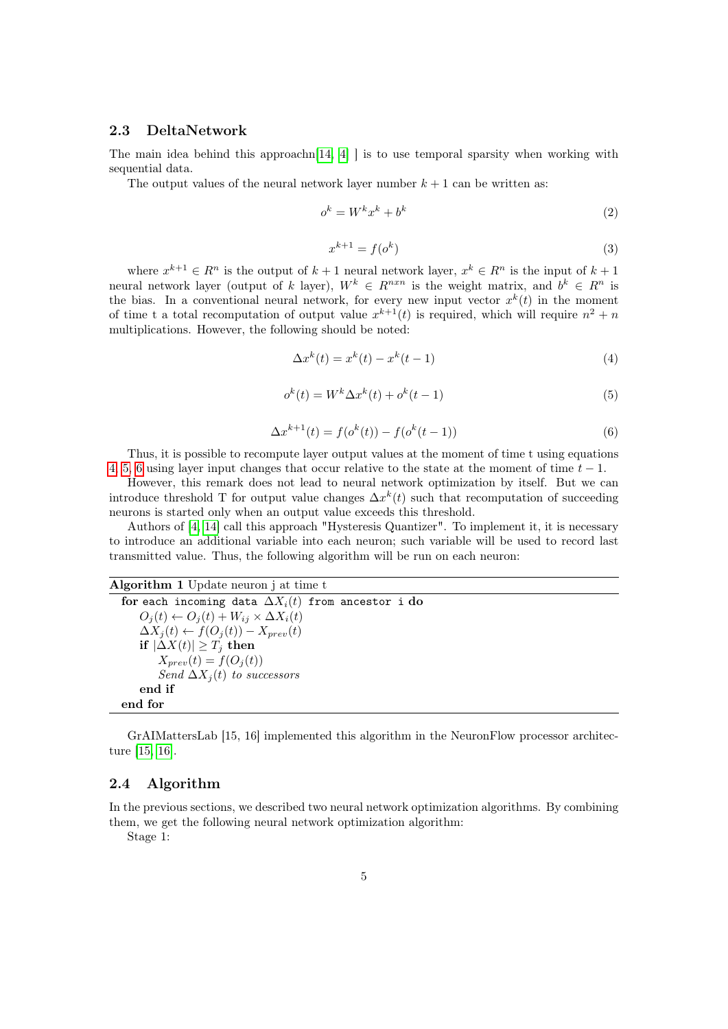### 2.3 DeltaNetwork

The main idea behind this approachn[14, 4] ] is to use temporal sparsity when working with sequential data.

The output values of the neural network layer number $k+1$ can be written as:

$$o^k = W^k x^k + b^k \tag{2}$$

$$x^{k+1} = f(o^k) \tag{3}$$

where $x^{k+1} \in R^n$ is the output of $k+1$ neural network layer, $x^k \in R^n$ is the input of $k+1$ neural network layer (output of $k$ layer), $W^k \in R^{nxn}$ is the weight matrix, and $b^k \in R^n$ is the bias. In a conventional neural network, for every new input vector $x^k(t)$ in the moment of time t a total recomputation of output value $x^{k+1}(t)$ is required, which will require $n^2 + n$ multiplications. However, the following should be noted:

$$\Delta x^k(t) = x^k(t) - x^k(t-1) \tag{4}$$

$$o^k(t) = W^k \Delta x^k(t) + o^k(t-1) \tag{5}$$

$$\Delta x^{k+1}(t) = f(o^k(t)) - f(o^k(t-1)) \tag{6}$$

Thus, it is possible to recompute layer output values at the moment of time t using equations 4, 5, 6 using layer input changes that occur relative to the state at the moment of time $t-1$.

However, this remark does not lead to neural network optimization by itself. But we can introduce threshold T for output value changes $\Delta x^k(t)$ such that recomputation of succeeding neurons is started only when an output value exceeds this threshold.

Authors of [4, 14] call this approach "Hysteresis Quantizer". To implement it, it is necessary to introduce an additional variable into each neuron; such variable will be used to record last transmitted value. Thus, the following algorithm will be run on each neuron:

**Algorithm 1** Update neuron j at time t

```
for each incoming data ΔX_i(t) from ancestor i do
    O_j(t) ← O_j(t) + W_ij × ΔX_i(t)
    ΔX_j(t) ← f(O_j(t)) − X_prev(t)
    if |ΔX(t)| ≥ T_j then
        X_prev(t) = f(O_j(t))
        Send ΔX_j(t) to successors
    end if
end for
```

GrAIMattersLab [15, 16] implemented this algorithm in the NeuronFlow processor architecture [15, 16].

### 2.4 Algorithm

In the previous sections, we described two neural network optimization algorithms. By combining them, we get the following neural network optimization algorithm:

Stage 1: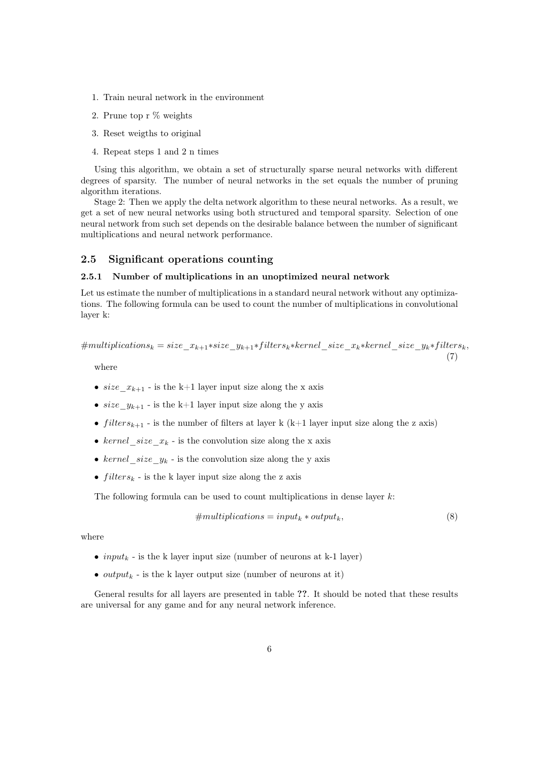1. Train neural network in the environment
2. Prune top r % weights
3. Reset weigths to original
4. Repeat steps 1 and 2 n times

Using this algorithm, we obtain a set of structurally sparse neural networks with different degrees of sparsity. The number of neural networks in the set equals the number of pruning algorithm iterations.

Stage 2: Then we apply the delta network algorithm to these neural networks. As a result, we get a set of new neural networks using both structured and temporal sparsity. Selection of one neural network from such set depends on the desirable balance between the number of significant multiplications and neural network performance.

## 2.5 Significant operations counting

### 2.5.1 Number of multiplications in an unoptimized neural network

Let us estimate the number of multiplications in a standard neural network without any optimizations. The following formula can be used to count the number of multiplications in convolutional layer k:

$$\#multiplications_k = size\_x_{k+1} * size\_y_{k+1} * filters_k * kernel\_size\_x_k * kernel\_size\_y_k * filters_k, \quad (7)$$

where

- $size\_x_{k+1}$ - is the k+1 layer input size along the x axis
- $size\_y_{k+1}$ - is the k+1 layer input size along the y axis
- $filters_{k+1}$ - is the number of filters at layer k (k+1 layer input size along the z axis)
- $kernel\_size\_x_k$ - is the convolution size along the x axis
- $kernel\_size\_y_k$ - is the convolution size along the y axis
- $filters_k$ - is the k layer input size along the z axis

The following formula can be used to count multiplications in dense layer $k$:

$$\#multiplications = input_k * output_k, \quad (8)$$

where

- $input_k$ - is the k layer input size (number of neurons at k-1 layer)
- $output_k$ - is the k layer output size (number of neurons at it)

General results for all layers are presented in table **??**. It should be noted that these results are universal for any game and for any neural network inference.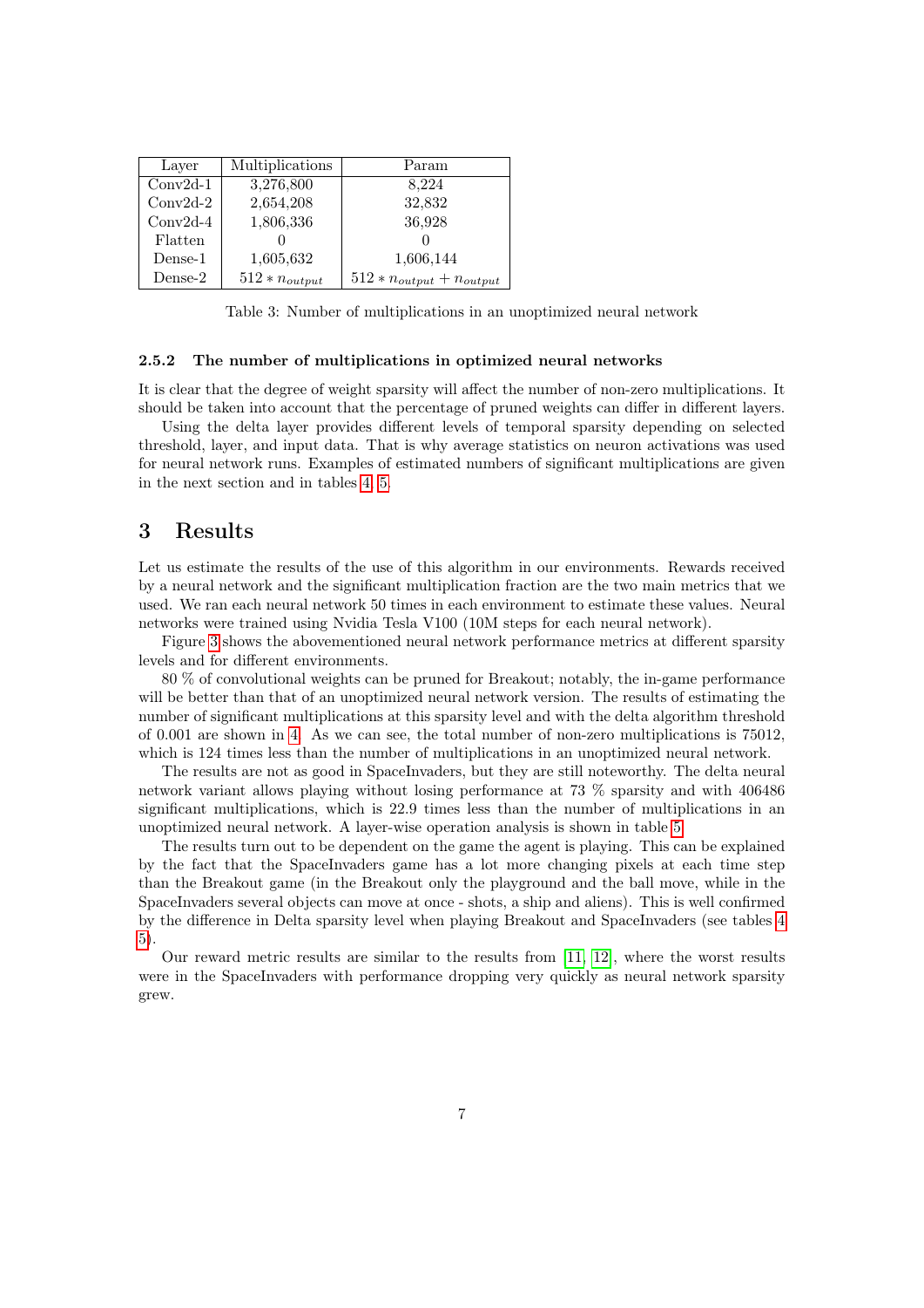| Layer | Multiplications | Param |
|---|---|---|
| Conv2d-1 | 3,276,800 | 8,224 |
| Conv2d-2 | 2,654,208 | 32,832 |
| Conv2d-4 | 1,806,336 | 36,928 |
| Flatten | 0 | 0 |
| Dense-1 | 1,605,632 | 1,606,144 |
| Dense-2 | $512 * n_{output}$ | $512 * n_{output} + n_{output}$ |

Table 3: Number of multiplications in an unoptimized neural network

#### 2.5.2 The number of multiplications in optimized neural networks

It is clear that the degree of weight sparsity will affect the number of non-zero multiplications. It should be taken into account that the percentage of pruned weights can differ in different layers.

Using the delta layer provides different levels of temporal sparsity depending on selected threshold, layer, and input data. That is why average statistics on neuron activations was used for neural network runs. Examples of estimated numbers of significant multiplications are given in the next section and in tables 4, 5.

## 3 Results

Let us estimate the results of the use of this algorithm in our environments. Rewards received by a neural network and the significant multiplication fraction are the two main metrics that we used. We ran each neural network 50 times in each environment to estimate these values. Neural networks were trained using Nvidia Tesla V100 (10M steps for each neural network).

Figure 3 shows the abovementioned neural network performance metrics at different sparsity levels and for different environments.

80 % of convolutional weights can be pruned for Breakout; notably, the in-game performance will be better than that of an unoptimized neural network version. The results of estimating the number of significant multiplications at this sparsity level and with the delta algorithm threshold of 0.001 are shown in 4. As we can see, the total number of non-zero multiplications is 75012, which is 124 times less than the number of multiplications in an unoptimized neural network.

The results are not as good in SpaceInvaders, but they are still noteworthy. The delta neural network variant allows playing without losing performance at 73 % sparsity and with 406486 significant multiplications, which is 22.9 times less than the number of multiplications in an unoptimized neural network. A layer-wise operation analysis is shown in table 5.

The results turn out to be dependent on the game the agent is playing. This can be explained by the fact that the SpaceInvaders game has a lot more changing pixels at each time step than the Breakout game (in the Breakout only the playground and the ball move, while in the SpaceInvaders several objects can move at once - shots, a ship and aliens). This is well confirmed by the difference in Delta sparsity level when playing Breakout and SpaceInvaders (see tables 4, 5).

Our reward metric results are similar to the results from [11, 12], where the worst results were in the SpaceInvaders with performance dropping very quickly as neural network sparsity grew.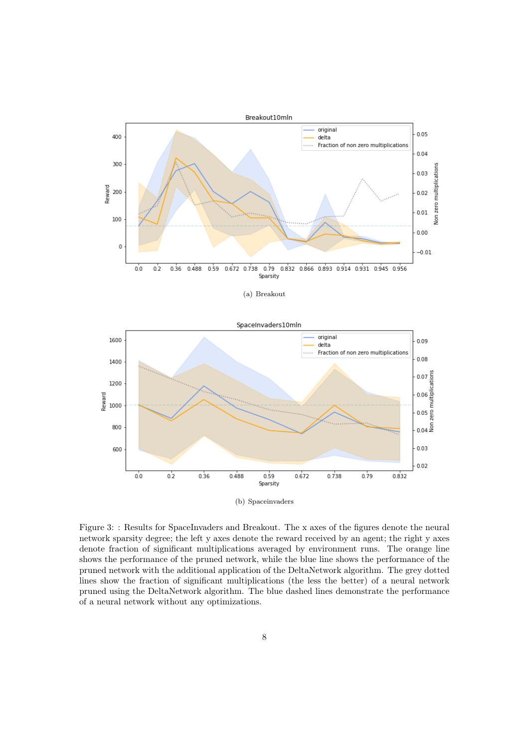(a) Breakout

(b) Spaceinvaders

Figure 3: : Results for SpaceInvaders and Breakout. The x axes of the figures denote the neural network sparsity degree; the left y axes denote the reward received by an agent; the right y axes denote fraction of significant multiplications averaged by environment runs. The orange line shows the performance of the pruned network, while the blue line shows the performance of the pruned network with the additional application of the DeltaNetwork algorithm. The grey dotted lines show the fraction of significant multiplications (the less the better) of a neural network pruned using the DeltaNetwork algorithm. The blue dashed lines demonstrate the performance of a neural network without any optimizations.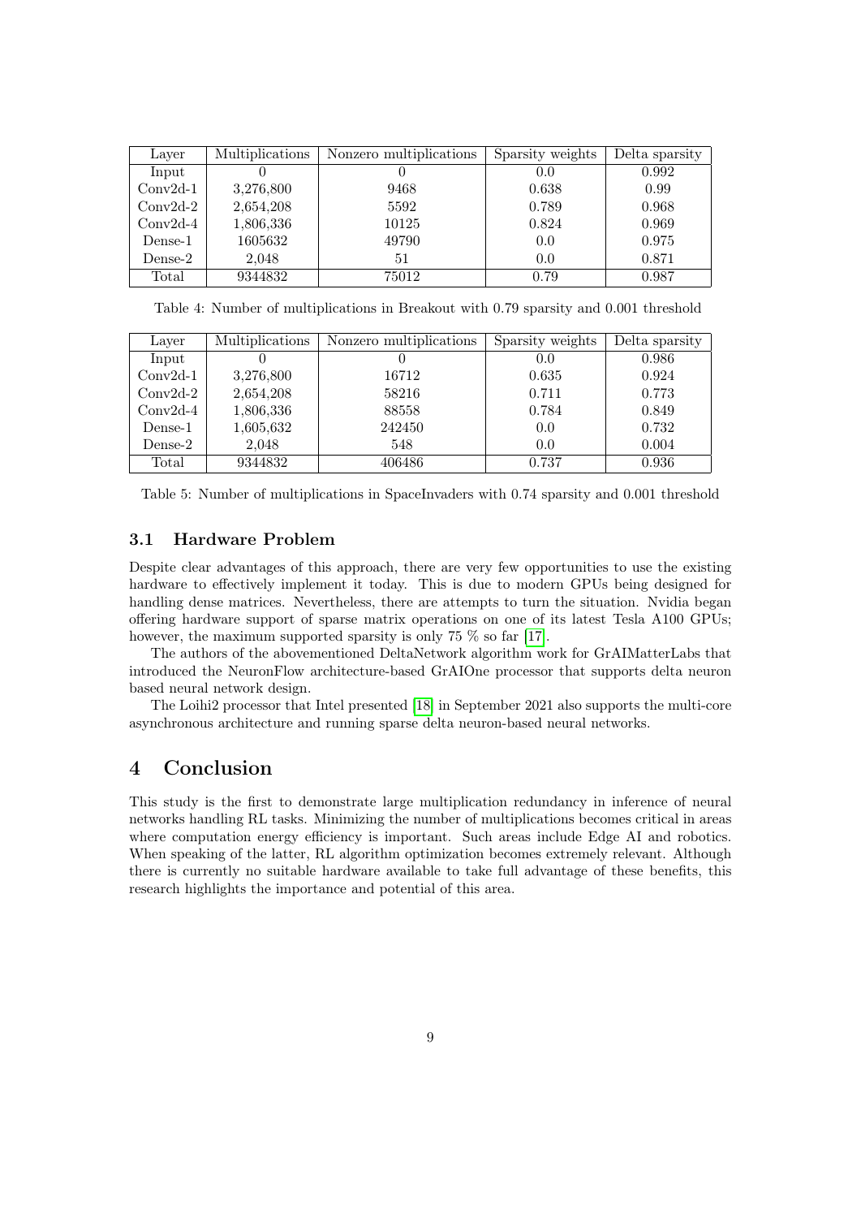| Layer | Multiplications | Nonzero multiplications | Sparsity weights | Delta sparsity |
| --- | --- | --- | --- | --- |
| Input | 0 | 0 | 0.0 | 0.992 |
| Conv2d-1 | 3,276,800 | 9468 | 0.638 | 0.99 |
| Conv2d-2 | 2,654,208 | 5592 | 0.789 | 0.968 |
| Conv2d-4 | 1,806,336 | 10125 | 0.824 | 0.969 |
| Dense-1 | 1605632 | 49790 | 0.0 | 0.975 |
| Dense-2 | 2,048 | 51 | 0.0 | 0.871 |
| Total | 9344832 | 75012 | 0.79 | 0.987 |

Table 4: Number of multiplications in Breakout with 0.79 sparsity and 0.001 threshold

| Layer | Multiplications | Nonzero multiplications | Sparsity weights | Delta sparsity |
| --- | --- | --- | --- | --- |
| Input | 0 | 0 | 0.0 | 0.986 |
| Conv2d-1 | 3,276,800 | 16712 | 0.635 | 0.924 |
| Conv2d-2 | 2,654,208 | 58216 | 0.711 | 0.773 |
| Conv2d-4 | 1,806,336 | 88558 | 0.784 | 0.849 |
| Dense-1 | 1,605,632 | 242450 | 0.0 | 0.732 |
| Dense-2 | 2,048 | 548 | 0.0 | 0.004 |
| Total | 9344832 | 406486 | 0.737 | 0.936 |

Table 5: Number of multiplications in SpaceInvaders with 0.74 sparsity and 0.001 threshold

### 3.1 Hardware Problem

Despite clear advantages of this approach, there are very few opportunities to use the existing hardware to effectively implement it today. This is due to modern GPUs being designed for handling dense matrices. Nevertheless, there are attempts to turn the situation. Nvidia began offering hardware support of sparse matrix operations on one of its latest Tesla A100 GPUs; however, the maximum supported sparsity is only 75 % so far [17].

The authors of the abovementioned DeltaNetwork algorithm work for GrAIMatterLabs that introduced the NeuronFlow architecture-based GrAIOne processor that supports delta neuron based neural network design.

The Loihi2 processor that Intel presented [18] in September 2021 also supports the multi-core asynchronous architecture and running sparse delta neuron-based neural networks.

## 4 Conclusion

This study is the first to demonstrate large multiplication redundancy in inference of neural networks handling RL tasks. Minimizing the number of multiplications becomes critical in areas where computation energy efficiency is important. Such areas include Edge AI and robotics. When speaking of the latter, RL algorithm optimization becomes extremely relevant. Although there is currently no suitable hardware available to take full advantage of these benefits, this research highlights the importance and potential of this area.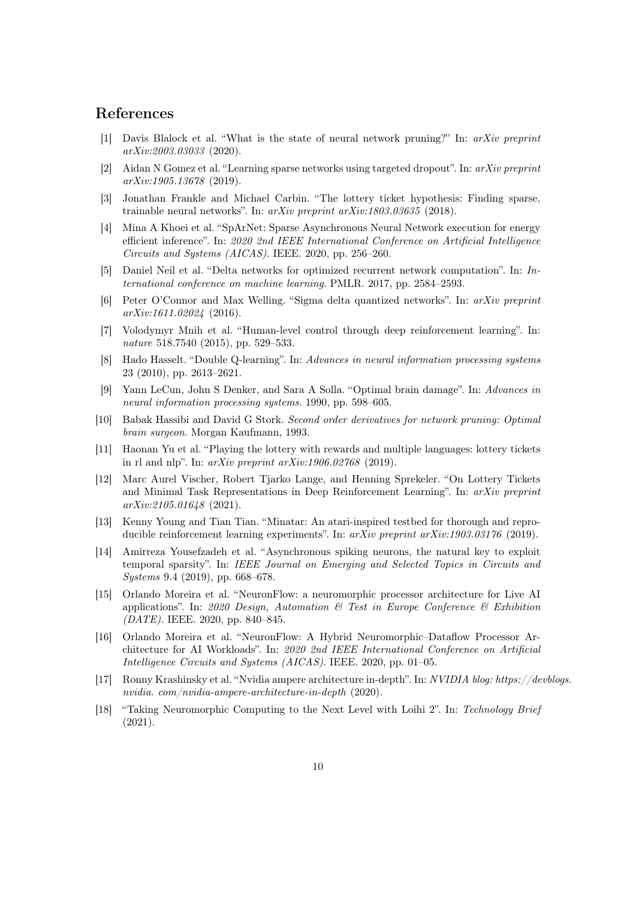# References

[1] Davis Blalock et al. "What is the state of neural network pruning?" In: *arXiv preprint arXiv:2003.03033* (2020).

[2] Aidan N Gomez et al. "Learning sparse networks using targeted dropout". In: *arXiv preprint arXiv:1905.13678* (2019).

[3] Jonathan Frankle and Michael Carbin. "The lottery ticket hypothesis: Finding sparse, trainable neural networks". In: *arXiv preprint arXiv:1803.03635* (2018).

[4] Mina A Khoei et al. "SpArNet: Sparse Asynchronous Neural Network execution for energy efficient inference". In: *2020 2nd IEEE International Conference on Artificial Intelligence Circuits and Systems (AICAS)*. IEEE. 2020, pp. 256–260.

[5] Daniel Neil et al. "Delta networks for optimized recurrent network computation". In: *International conference on machine learning*. PMLR. 2017, pp. 2584–2593.

[6] Peter O'Connor and Max Welling. "Sigma delta quantized networks". In: *arXiv preprint arXiv:1611.02024* (2016).

[7] Volodymyr Mnih et al. "Human-level control through deep reinforcement learning". In: *nature* 518.7540 (2015), pp. 529–533.

[8] Hado Hasselt. "Double Q-learning". In: *Advances in neural information processing systems* 23 (2010), pp. 2613–2621.

[9] Yann LeCun, John S Denker, and Sara A Solla. "Optimal brain damage". In: *Advances in neural information processing systems*. 1990, pp. 598–605.

[10] Babak Hassibi and David G Stork. *Second order derivatives for network pruning: Optimal brain surgeon*. Morgan Kaufmann, 1993.

[11] Haonan Yu et al. "Playing the lottery with rewards and multiple languages: lottery tickets in rl and nlp". In: *arXiv preprint arXiv:1906.02768* (2019).

[12] Marc Aurel Vischer, Robert Tjarko Lange, and Henning Sprekeler. "On Lottery Tickets and Minimal Task Representations in Deep Reinforcement Learning". In: *arXiv preprint arXiv:2105.01648* (2021).

[13] Kenny Young and Tian Tian. "Minatar: An atari-inspired testbed for thorough and reproducible reinforcement learning experiments". In: *arXiv preprint arXiv:1903.03176* (2019).

[14] Amirreza Yousefzadeh et al. "Asynchronous spiking neurons, the natural key to exploit temporal sparsity". In: *IEEE Journal on Emerging and Selected Topics in Circuits and Systems* 9.4 (2019), pp. 668–678.

[15] Orlando Moreira et al. "NeuronFlow: a neuromorphic processor architecture for Live AI applications". In: *2020 Design, Automation & Test in Europe Conference & Exhibition (DATE)*. IEEE. 2020, pp. 840–845.

[16] Orlando Moreira et al. "NeuronFlow: A Hybrid Neuromorphic–Dataflow Processor Architecture for AI Workloads". In: *2020 2nd IEEE International Conference on Artificial Intelligence Circuits and Systems (AICAS)*. IEEE. 2020, pp. 01–05.

[17] Ronny Krashinsky et al. "Nvidia ampere architecture in-depth". In: *NVIDIA blog: https://devblogs.nvidia.com/nvidia-ampere-architecture-in-depth* (2020).

[18] "Taking Neuromorphic Computing to the Next Level with Loihi 2". In: *Technology Brief* (2021).